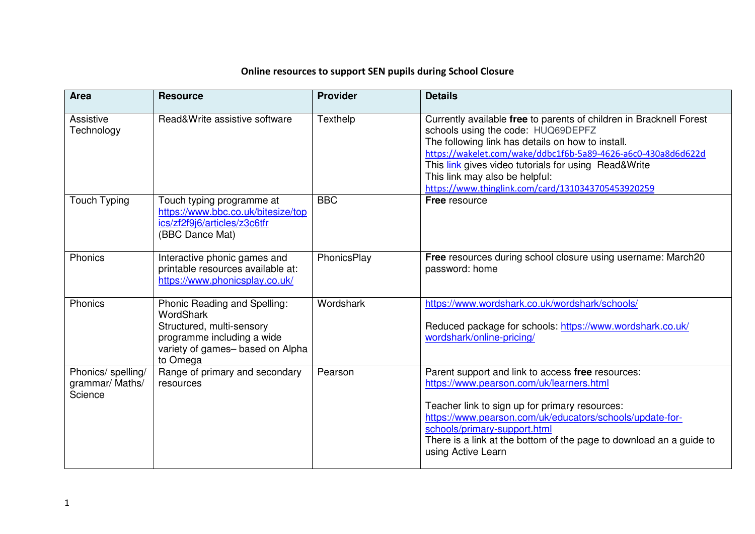**Online resources to support SEN pupils during School Closure**

| Area | Resource | Provider | Details |
|---|---|---|---|
| Assistive Technology | Read&Write assistive software | Texthelp | Currently available **free** to parents of children in Bracknell Forest schools using the code: HUQ69DEPFZ<br>The following link has details on how to install.<br>https://wakelet.com/wake/ddbc1f6b-5a89-4626-a6c0-430a8d6d622d<br>This link gives video tutorials for using Read&Write<br>This link may also be helpful:<br>https://www.thinglink.com/card/1310343705453920259 |
| Touch Typing | Touch typing programme at https://www.bbc.co.uk/bitesize/topics/zf2f9j6/articles/z3c6tfr (BBC Dance Mat) | BBC | **Free** resource |
| Phonics | Interactive phonic games and printable resources available at: https://www.phonicsplay.co.uk/ | PhonicsPlay | **Free** resources during school closure using username: March20 password: home |
| Phonics | Phonic Reading and Spelling: WordShark<br>Structured, multi-sensory programme including a wide variety of games– based on Alpha to Omega | Wordshark | https://www.wordshark.co.uk/wordshark/schools/<br><br>Reduced package for schools: https://www.wordshark.co.uk/wordshark/online-pricing/ |
| Phonics/ spelling/ grammar/ Maths/ Science | Range of primary and secondary resources | Pearson | Parent support and link to access **free** resources:<br>https://www.pearson.com/uk/learners.html<br><br>Teacher link to sign up for primary resources:<br>https://www.pearson.com/uk/educators/schools/update-for-schools/primary-support.html<br>There is a link at the bottom of the page to download an a guide to using Active Learn |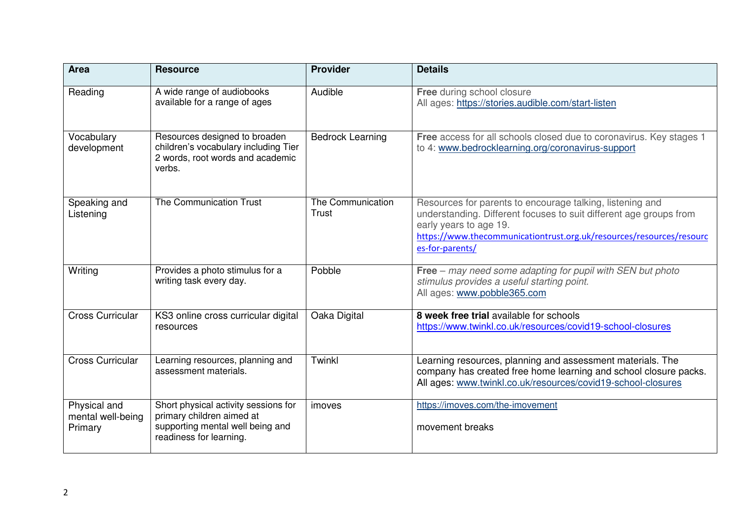| Area | Resource | Provider | Details |
|---|---|---|---|
| Reading | A wide range of audiobooks available for a range of ages | Audible | **Free** during school closure<br>All ages: https://stories.audible.com/start-listen |
| Vocabulary development | Resources designed to broaden children's vocabulary including Tier 2 words, root words and academic verbs. | Bedrock Learning | **Free** access for all schools closed due to coronavirus. Key stages 1 to 4: www.bedrocklearning.org/coronavirus-support |
| Speaking and Listening | The Communication Trust | The Communication Trust | Resources for parents to encourage talking, listening and understanding. Different focuses to suit different age groups from early years to age 19.<br>https://www.thecommunicationtrust.org.uk/resources/resources/resources-for-parents/ |
| Writing | Provides a photo stimulus for a writing task every day. | Pobble | **Free** – *may need some adapting for pupil with SEN but photo stimulus provides a useful starting point.*<br>All ages: www.pobble365.com |
| Cross Curricular | KS3 online cross curricular digital resources | Oaka Digital | **8 week free trial** available for schools<br>https://www.twinkl.co.uk/resources/covid19-school-closures |
| Cross Curricular | Learning resources, planning and assessment materials. | Twinkl | Learning resources, planning and assessment materials. The company has created free home learning and school closure packs. All ages: www.twinkl.co.uk/resources/covid19-school-closures |
| Physical and mental well-being Primary | Short physical activity sessions for primary children aimed at supporting mental well being and readiness for learning. | imoves | https://imoves.com/the-imovement<br><br>movement breaks |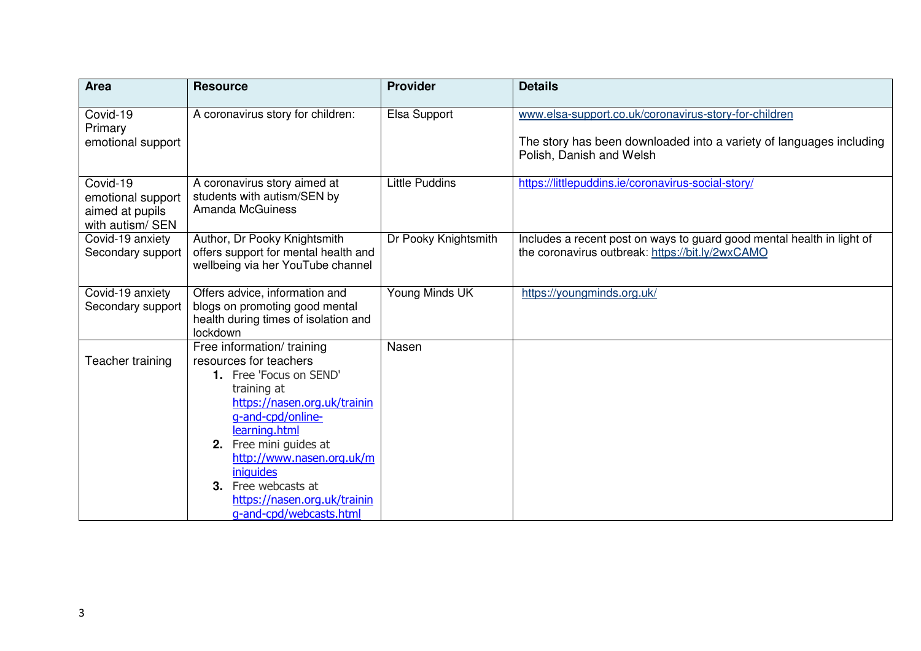| Area | Resource | Provider | Details |
|---|---|---|---|
| Covid-19 Primary emotional support | A coronavirus story for children: | Elsa Support | www.elsa-support.co.uk/coronavirus-story-for-children<br><br>The story has been downloaded into a variety of languages including Polish, Danish and Welsh |
| Covid-19 emotional support aimed at pupils with autism/ SEN | A coronavirus story aimed at students with autism/SEN by Amanda McGuiness | Little Puddins | https://littlepuddins.ie/coronavirus-social-story/ |
| Covid-19 anxiety Secondary support | Author, Dr Pooky Knightsmith offers support for mental health and wellbeing via her YouTube channel | Dr Pooky Knightsmith | Includes a recent post on ways to guard good mental health in light of the coronavirus outbreak: https://bit.ly/2wxCAMO |
| Covid-19 anxiety Secondary support | Offers advice, information and blogs on promoting good mental health during times of isolation and lockdown | Young Minds UK | https://youngminds.org.uk/ |
| Teacher training | Free information/ training resources for teachers<br>**1.** Free 'Focus on SEND' training at https://nasen.org.uk/training-and-cpd/online-learning.html<br>**2.** Free mini guides at http://www.nasen.org.uk/miniguides<br>**3.** Free webcasts at https://nasen.org.uk/training-and-cpd/webcasts.html | Nasen | |